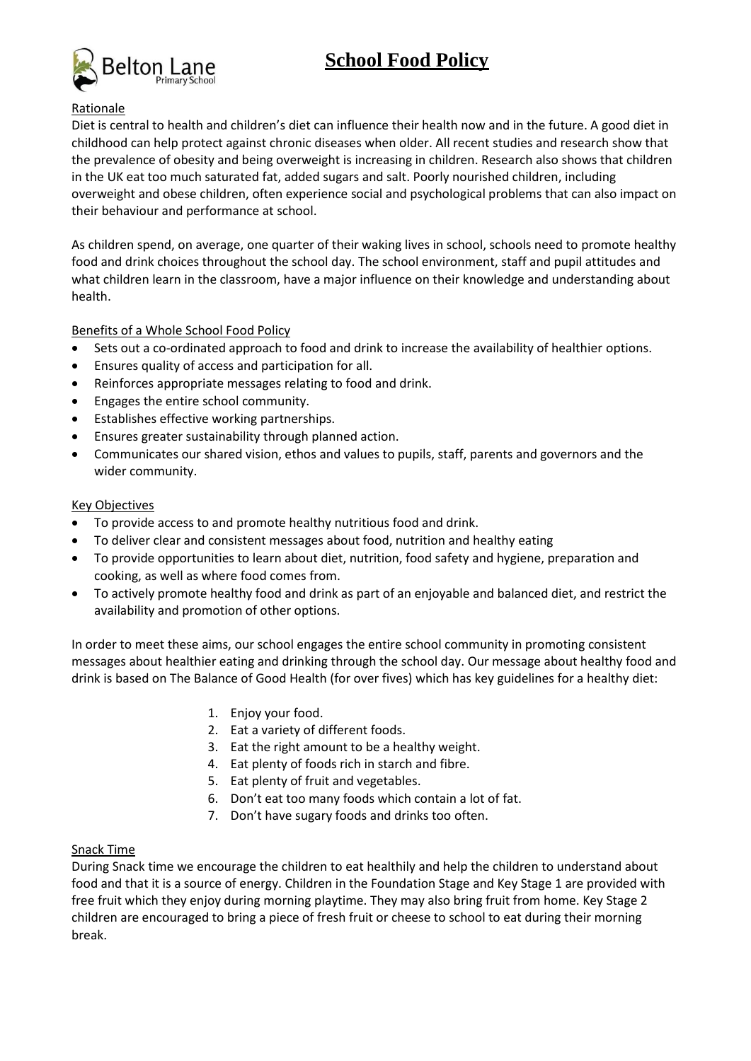# School Food Policy

## Rationale

Diet is central to health and children's diet can influence their health now and in the future. A good diet in childhood can help protect against chronic diseases when older. All recent studies and research show that the prevalence of obesity and being overweight is increasing in children. Research also shows that children in the UK eat too much saturated fat, added sugars and salt. Poorly nourished children, including overweight and obese children, often experience social and psychological problems that can also impact on their behaviour and performance at school.

As children spend, on average, one quarter of their waking lives in school, schools need to promote healthy food and drink choices throughout the school day. The school environment, staff and pupil attitudes and what children learn in the classroom, have a major influence on their knowledge and understanding about health.

## Benefits of a Whole School Food Policy

- Sets out a co-ordinated approach to food and drink to increase the availability of healthier options.
- Ensures quality of access and participation for all.
- Reinforces appropriate messages relating to food and drink.
- Engages the entire school community.
- Establishes effective working partnerships.
- Ensures greater sustainability through planned action.
- Communicates our shared vision, ethos and values to pupils, staff, parents and governors and the wider community.

## Key Objectives

- To provide access to and promote healthy nutritious food and drink.
- To deliver clear and consistent messages about food, nutrition and healthy eating
- To provide opportunities to learn about diet, nutrition, food safety and hygiene, preparation and cooking, as well as where food comes from.
- To actively promote healthy food and drink as part of an enjoyable and balanced diet, and restrict the availability and promotion of other options.

In order to meet these aims, our school engages the entire school community in promoting consistent messages about healthier eating and drinking through the school day. Our message about healthy food and drink is based on The Balance of Good Health (for over fives) which has key guidelines for a healthy diet:

1. Enjoy your food.
2. Eat a variety of different foods.
3. Eat the right amount to be a healthy weight.
4. Eat plenty of foods rich in starch and fibre.
5. Eat plenty of fruit and vegetables.
6. Don't eat too many foods which contain a lot of fat.
7. Don't have sugary foods and drinks too often.

## Snack Time

During Snack time we encourage the children to eat healthily and help the children to understand about food and that it is a source of energy. Children in the Foundation Stage and Key Stage 1 are provided with free fruit which they enjoy during morning playtime. They may also bring fruit from home. Key Stage 2 children are encouraged to bring a piece of fresh fruit or cheese to school to eat during their morning break.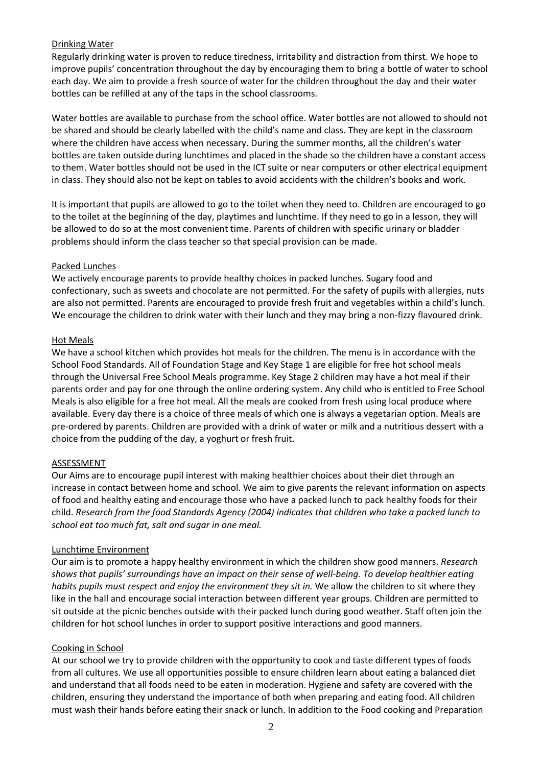## Drinking Water

Regularly drinking water is proven to reduce tiredness, irritability and distraction from thirst. We hope to improve pupils' concentration throughout the day by encouraging them to bring a bottle of water to school each day. We aim to provide a fresh source of water for the children throughout the day and their water bottles can be refilled at any of the taps in the school classrooms.

Water bottles are available to purchase from the school office. Water bottles are not allowed to should not be shared and should be clearly labelled with the child's name and class. They are kept in the classroom where the children have access when necessary. During the summer months, all the children's water bottles are taken outside during lunchtimes and placed in the shade so the children have a constant access to them. Water bottles should not be used in the ICT suite or near computers or other electrical equipment in class. They should also not be kept on tables to avoid accidents with the children's books and work.

It is important that pupils are allowed to go to the toilet when they need to. Children are encouraged to go to the toilet at the beginning of the day, playtimes and lunchtime. If they need to go in a lesson, they will be allowed to do so at the most convenient time. Parents of children with specific urinary or bladder problems should inform the class teacher so that special provision can be made.

## Packed Lunches

We actively encourage parents to provide healthy choices in packed lunches. Sugary food and confectionary, such as sweets and chocolate are not permitted. For the safety of pupils with allergies, nuts are also not permitted. Parents are encouraged to provide fresh fruit and vegetables within a child's lunch. We encourage the children to drink water with their lunch and they may bring a non-fizzy flavoured drink.

## Hot Meals

We have a school kitchen which provides hot meals for the children. The menu is in accordance with the School Food Standards. All of Foundation Stage and Key Stage 1 are eligible for free hot school meals through the Universal Free School Meals programme. Key Stage 2 children may have a hot meal if their parents order and pay for one through the online ordering system. Any child who is entitled to Free School Meals is also eligible for a free hot meal. All the meals are cooked from fresh using local produce where available. Every day there is a choice of three meals of which one is always a vegetarian option. Meals are pre-ordered by parents. Children are provided with a drink of water or milk and a nutritious dessert with a choice from the pudding of the day, a yoghurt or fresh fruit.

## ASSESSMENT

Our Aims are to encourage pupil interest with making healthier choices about their diet through an increase in contact between home and school. We aim to give parents the relevant information on aspects of food and healthy eating and encourage those who have a packed lunch to pack healthy foods for their child. *Research from the food Standards Agency (2004) indicates that children who take a packed lunch to school eat too much fat, salt and sugar in one meal.*

## Lunchtime Environment

Our aim is to promote a happy healthy environment in which the children show good manners. *Research shows that pupils' surroundings have an impact on their sense of well-being. To develop healthier eating habits pupils must respect and enjoy the environment they sit in.* We allow the children to sit where they like in the hall and encourage social interaction between different year groups. Children are permitted to sit outside at the picnic benches outside with their packed lunch during good weather. Staff often join the children for hot school lunches in order to support positive interactions and good manners.

## Cooking in School

At our school we try to provide children with the opportunity to cook and taste different types of foods from all cultures. We use all opportunities possible to ensure children learn about eating a balanced diet and understand that all foods need to be eaten in moderation. Hygiene and safety are covered with the children, ensuring they understand the importance of both when preparing and eating food. All children must wash their hands before eating their snack or lunch. In addition to the Food cooking and Preparation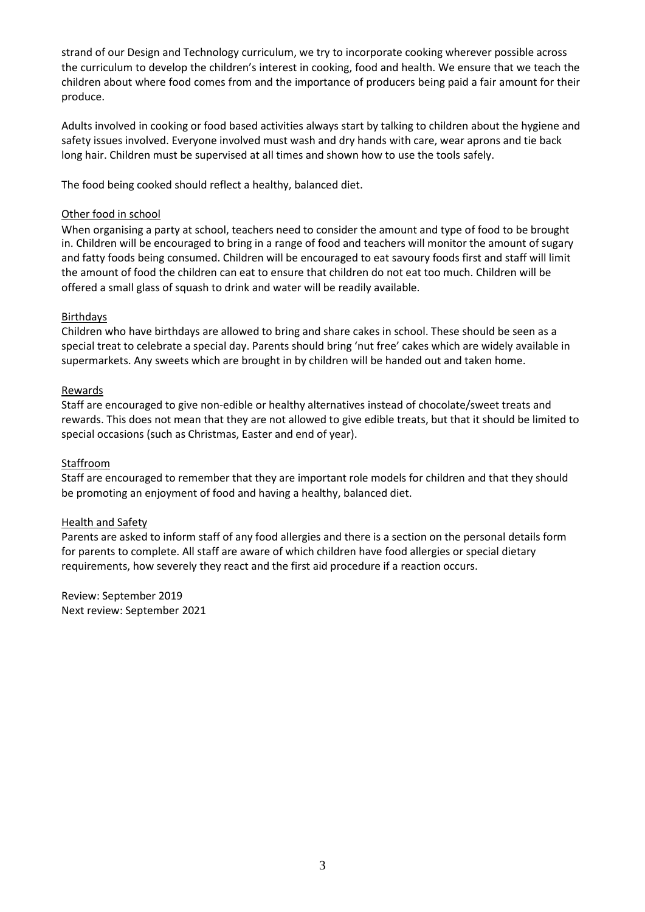strand of our Design and Technology curriculum, we try to incorporate cooking wherever possible across the curriculum to develop the children's interest in cooking, food and health. We ensure that we teach the children about where food comes from and the importance of producers being paid a fair amount for their produce.

Adults involved in cooking or food based activities always start by talking to children about the hygiene and safety issues involved. Everyone involved must wash and dry hands with care, wear aprons and tie back long hair. Children must be supervised at all times and shown how to use the tools safely.

The food being cooked should reflect a healthy, balanced diet.

### Other food in school

When organising a party at school, teachers need to consider the amount and type of food to be brought in. Children will be encouraged to bring in a range of food and teachers will monitor the amount of sugary and fatty foods being consumed. Children will be encouraged to eat savoury foods first and staff will limit the amount of food the children can eat to ensure that children do not eat too much. Children will be offered a small glass of squash to drink and water will be readily available.

### Birthdays

Children who have birthdays are allowed to bring and share cakes in school. These should be seen as a special treat to celebrate a special day. Parents should bring 'nut free' cakes which are widely available in supermarkets. Any sweets which are brought in by children will be handed out and taken home.

### Rewards

Staff are encouraged to give non-edible or healthy alternatives instead of chocolate/sweet treats and rewards. This does not mean that they are not allowed to give edible treats, but that it should be limited to special occasions (such as Christmas, Easter and end of year).

### Staffroom

Staff are encouraged to remember that they are important role models for children and that they should be promoting an enjoyment of food and having a healthy, balanced diet.

### Health and Safety

Parents are asked to inform staff of any food allergies and there is a section on the personal details form for parents to complete. All staff are aware of which children have food allergies or special dietary requirements, how severely they react and the first aid procedure if a reaction occurs.

Review: September 2019
Next review: September 2021